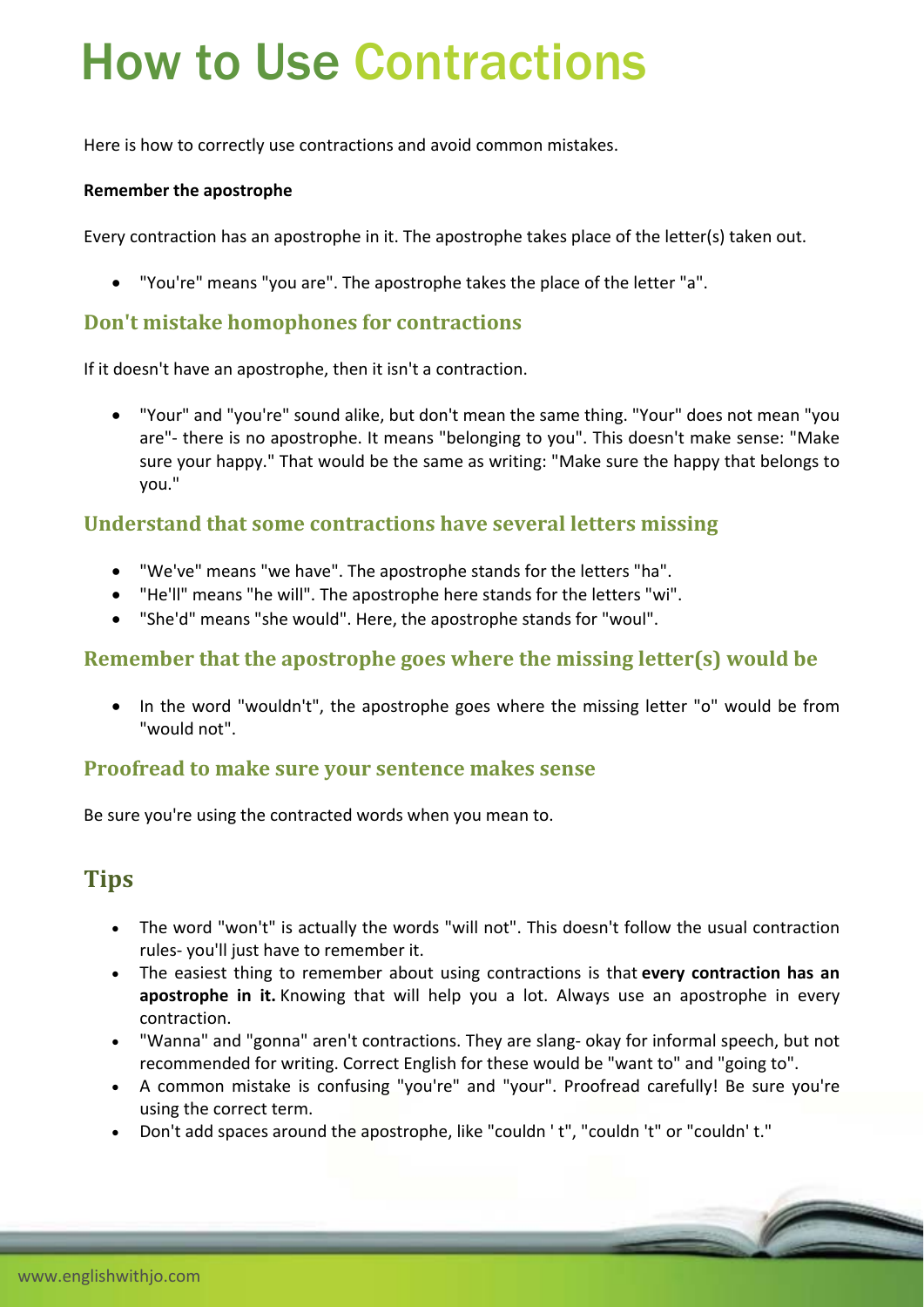# How to Use Contractions

Here is how to correctly use contractions and avoid common mistakes.

**Remember the apostrophe**

Every contraction has an apostrophe in it. The apostrophe takes place of the letter(s) taken out.

- "You're" means "you are". The apostrophe takes the place of the letter "a".

### Don't mistake homophones for contractions

If it doesn't have an apostrophe, then it isn't a contraction.

- "Your" and "you're" sound alike, but don't mean the same thing. "Your" does not mean "you are"- there is no apostrophe. It means "belonging to you". This doesn't make sense: "Make sure your happy." That would be the same as writing: "Make sure the happy that belongs to you."

### Understand that some contractions have several letters missing

- "We've" means "we have". The apostrophe stands for the letters "ha".
- "He'll" means "he will". The apostrophe here stands for the letters "wi".
- "She'd" means "she would". Here, the apostrophe stands for "woul".

### Remember that the apostrophe goes where the missing letter(s) would be

- In the word "wouldn't", the apostrophe goes where the missing letter "o" would be from "would not".

### Proofread to make sure your sentence makes sense

Be sure you're using the contracted words when you mean to.

## Tips

- The word "won't" is actually the words "will not". This doesn't follow the usual contraction rules- you'll just have to remember it.
- The easiest thing to remember about using contractions is that **every contraction has an apostrophe in it.** Knowing that will help you a lot. Always use an apostrophe in every contraction.
- "Wanna" and "gonna" aren't contractions. They are slang- okay for informal speech, but not recommended for writing. Correct English for these would be "want to" and "going to".
- A common mistake is confusing "you're" and "your". Proofread carefully! Be sure you're using the correct term.
- Don't add spaces around the apostrophe, like "couldn ' t", "couldn 't" or "couldn' t."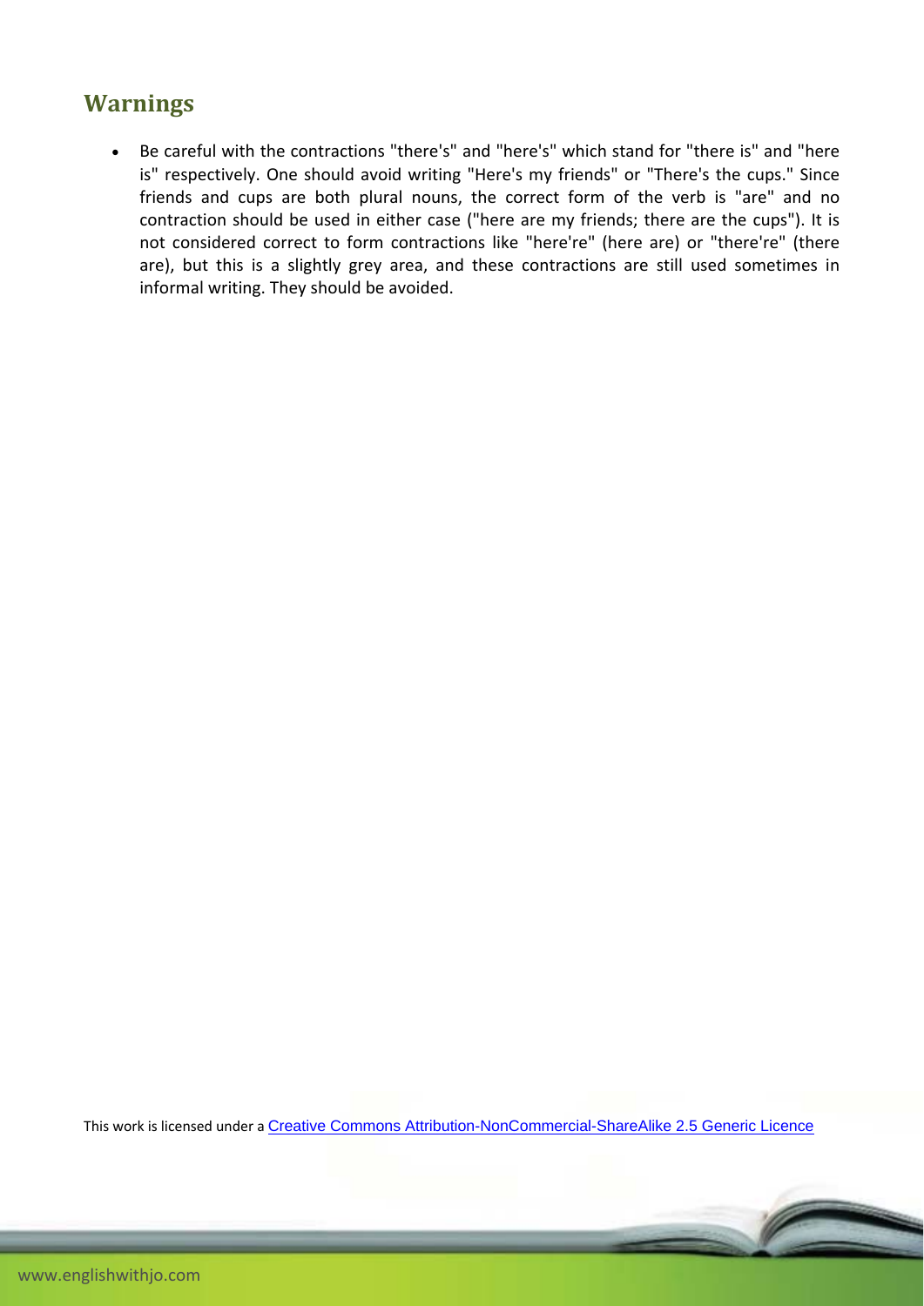## Warnings

- Be careful with the contractions "there's" and "here's" which stand for "there is" and "here is" respectively. One should avoid writing "Here's my friends" or "There's the cups." Since friends and cups are both plural nouns, the correct form of the verb is "are" and no contraction should be used in either case ("here are my friends; there are the cups"). It is not considered correct to form contractions like "here're" (here are) or "there're" (there are), but this is a slightly grey area, and these contractions are still used sometimes in informal writing. They should be avoided.

This work is licensed under a Creative Commons Attribution-NonCommercial-ShareAlike 2.5 Generic Licence